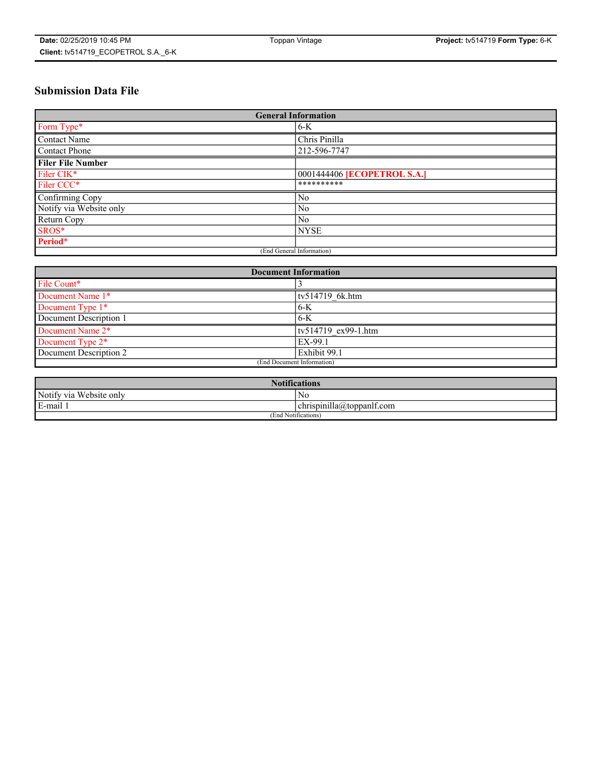# Submission Data File

| General Information | |
|---|---|
| Form Type* | 6-K |
| Contact Name | Chris Pinilla |
| Contact Phone | 212-596-7747 |
| **Filer File Number** | |
| Filer CIK* | 0001444406 **[ECOPETROL S.A.]** |
| Filer CCC* | ********** |
| Confirming Copy | No |
| Notify via Website only | No |
| Return Copy | No |
| SROS* | NYSE |
| **Period*** | |
| (End General Information) | |

| Document Information | |
|---|---|
| File Count* | 3 |
| Document Name 1* | tv514719_6k.htm |
| Document Type 1* | 6-K |
| Document Description 1 | 6-K |
| Document Name 2* | tv514719_ex99-1.htm |
| Document Type 2* | EX-99.1 |
| Document Description 2 | Exhibit 99.1 |
| (End Document Information) | |

| Notifications | |
|---|---|
| Notify via Website only | No |
| E-mail 1 | chrispinilla@toppanlf.com |
| (End Notifications) | |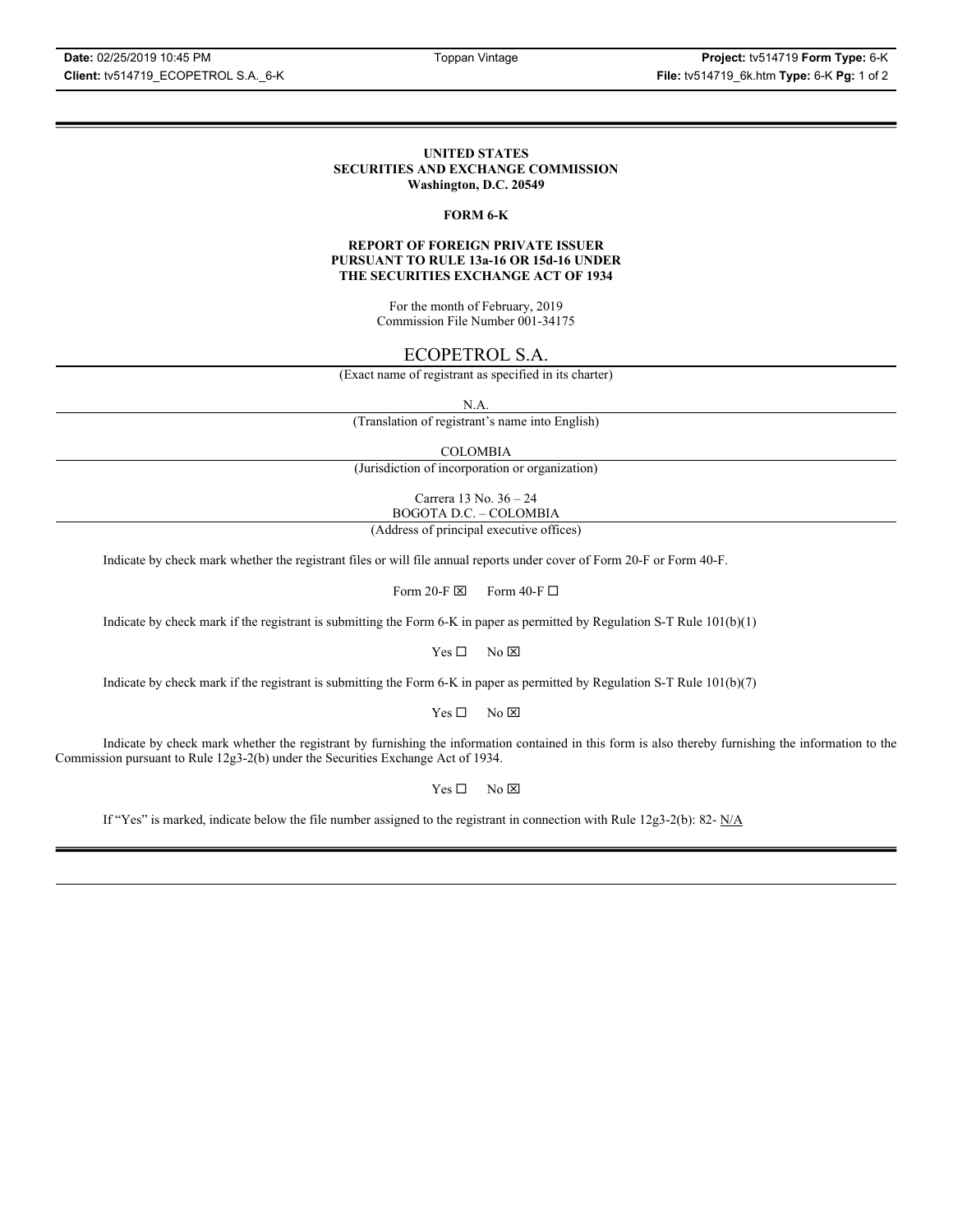**UNITED STATES**
**SECURITIES AND EXCHANGE COMMISSION**
**Washington, D.C. 20549**

**FORM 6-K**

**REPORT OF FOREIGN PRIVATE ISSUER**
**PURSUANT TO RULE 13a-16 OR 15d-16 UNDER**
**THE SECURITIES EXCHANGE ACT OF 1934**

For the month of February, 2019
Commission File Number 001-34175

ECOPETROL S.A.

(Exact name of registrant as specified in its charter)

N.A.

(Translation of registrant's name into English)

COLOMBIA

(Jurisdiction of incorporation or organization)

Carrera 13 No. 36 – 24
BOGOTA D.C. – COLOMBIA

(Address of principal executive offices)

Indicate by check mark whether the registrant files or will file annual reports under cover of Form 20-F or Form 40-F.

Form 20-F ☒ Form 40-F ☐

Indicate by check mark if the registrant is submitting the Form 6-K in paper as permitted by Regulation S-T Rule 101(b)(1)

Yes ☐ No ☒

Indicate by check mark if the registrant is submitting the Form 6-K in paper as permitted by Regulation S-T Rule 101(b)(7)

Yes ☐ No ☒

Indicate by check mark whether the registrant by furnishing the information contained in this form is also thereby furnishing the information to the Commission pursuant to Rule 12g3-2(b) under the Securities Exchange Act of 1934.

Yes ☐ No ☒

If "Yes" is marked, indicate below the file number assigned to the registrant in connection with Rule 12g3-2(b): 82- N/A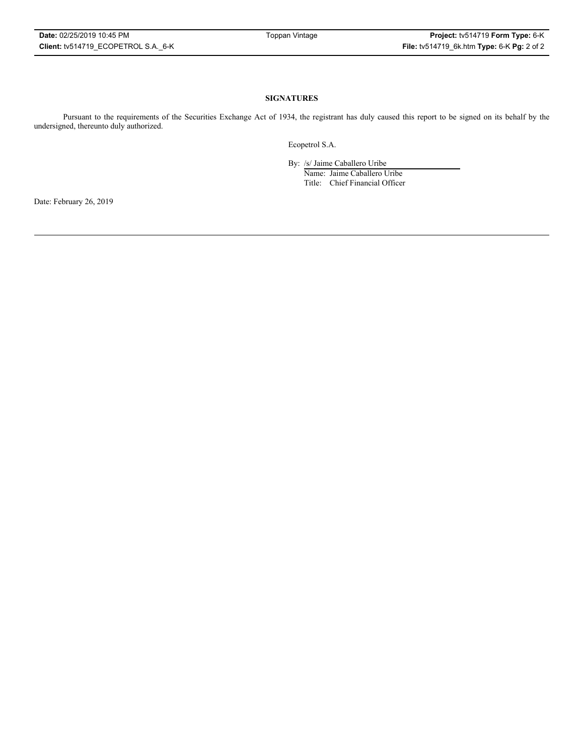**SIGNATURES**

Pursuant to the requirements of the Securities Exchange Act of 1934, the registrant has duly caused this report to be signed on its behalf by the undersigned, thereunto duly authorized.

Ecopetrol S.A.

By: /s/ Jaime Caballero Uribe
Name: Jaime Caballero Uribe
Title: Chief Financial Officer

Date: February 26, 2019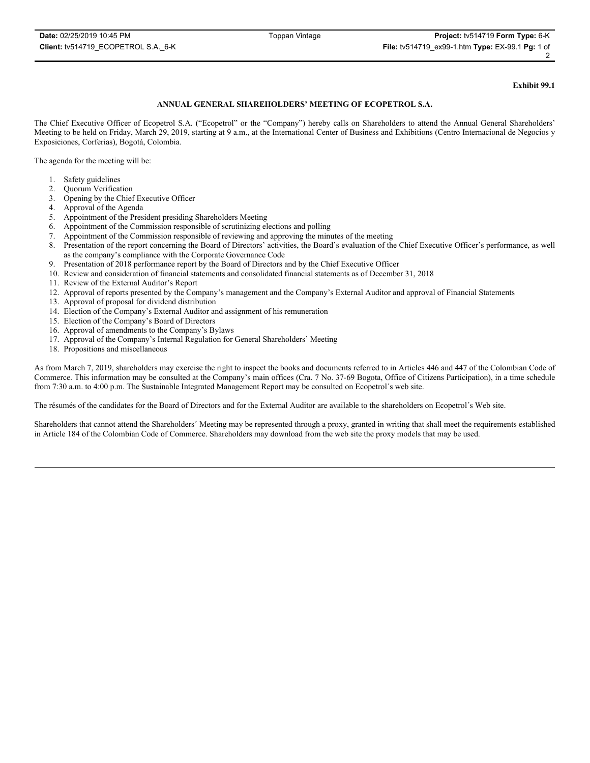**Exhibit 99.1**

## ANNUAL GENERAL SHAREHOLDERS' MEETING OF ECOPETROL S.A.

The Chief Executive Officer of Ecopetrol S.A. ("Ecopetrol" or the "Company") hereby calls on Shareholders to attend the Annual General Shareholders' Meeting to be held on Friday, March 29, 2019, starting at 9 a.m., at the International Center of Business and Exhibitions (Centro Internacional de Negocios y Exposiciones, Corferias), Bogotá, Colombia.

The agenda for the meeting will be:

1. Safety guidelines
2. Quorum Verification
3. Opening by the Chief Executive Officer
4. Approval of the Agenda
5. Appointment of the President presiding Shareholders Meeting
6. Appointment of the Commission responsible of scrutinizing elections and polling
7. Appointment of the Commission responsible of reviewing and approving the minutes of the meeting
8. Presentation of the report concerning the Board of Directors' activities, the Board's evaluation of the Chief Executive Officer's performance, as well as the company's compliance with the Corporate Governance Code
9. Presentation of 2018 performance report by the Board of Directors and by the Chief Executive Officer
10. Review and consideration of financial statements and consolidated financial statements as of December 31, 2018
11. Review of the External Auditor's Report
12. Approval of reports presented by the Company's management and the Company's External Auditor and approval of Financial Statements
13. Approval of proposal for dividend distribution
14. Election of the Company's External Auditor and assignment of his remuneration
15. Election of the Company's Board of Directors
16. Approval of amendments to the Company's Bylaws
17. Approval of the Company's Internal Regulation for General Shareholders' Meeting
18. Propositions and miscellaneous

As from March 7, 2019, shareholders may exercise the right to inspect the books and documents referred to in Articles 446 and 447 of the Colombian Code of Commerce. This information may be consulted at the Company's main offices (Cra. 7 No. 37-69 Bogota, Office of Citizens Participation), in a time schedule from 7:30 a.m. to 4:00 p.m. The Sustainable Integrated Management Report may be consulted on Ecopetrol´s web site.

The résumés of the candidates for the Board of Directors and for the External Auditor are available to the shareholders on Ecopetrol´s Web site.

Shareholders that cannot attend the Shareholders´ Meeting may be represented through a proxy, granted in writing that shall meet the requirements established in Article 184 of the Colombian Code of Commerce. Shareholders may download from the web site the proxy models that may be used.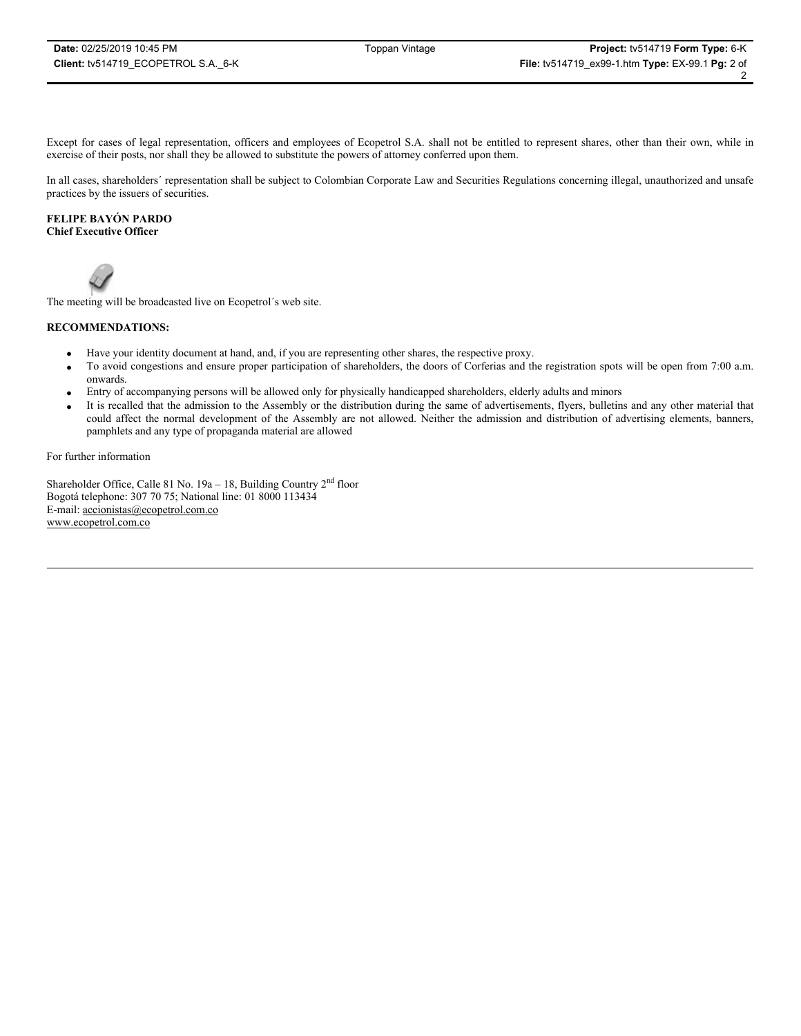Except for cases of legal representation, officers and employees of Ecopetrol S.A. shall not be entitled to represent shares, other than their own, while in exercise of their posts, nor shall they be allowed to substitute the powers of attorney conferred upon them.

In all cases, shareholders´ representation shall be subject to Colombian Corporate Law and Securities Regulations concerning illegal, unauthorized and unsafe practices by the issuers of securities.

**FELIPE BAYÓN PARDO**
**Chief Executive Officer**

The meeting will be broadcasted live on Ecopetrol´s web site.

**RECOMMENDATIONS:**

- Have your identity document at hand, and, if you are representing other shares, the respective proxy.
- To avoid congestions and ensure proper participation of shareholders, the doors of Corferias and the registration spots will be open from 7:00 a.m. onwards.
- Entry of accompanying persons will be allowed only for physically handicapped shareholders, elderly adults and minors
- It is recalled that the admission to the Assembly or the distribution during the same of advertisements, flyers, bulletins and any other material that could affect the normal development of the Assembly are not allowed. Neither the admission and distribution of advertising elements, banners, pamphlets and any type of propaganda material are allowed

For further information

Shareholder Office, Calle 81 No. 19a – 18, Building Country 2nd floor
Bogotá telephone: 307 70 75; National line: 01 8000 113434
E-mail: accionistas@ecopetrol.com.co
www.ecopetrol.com.co